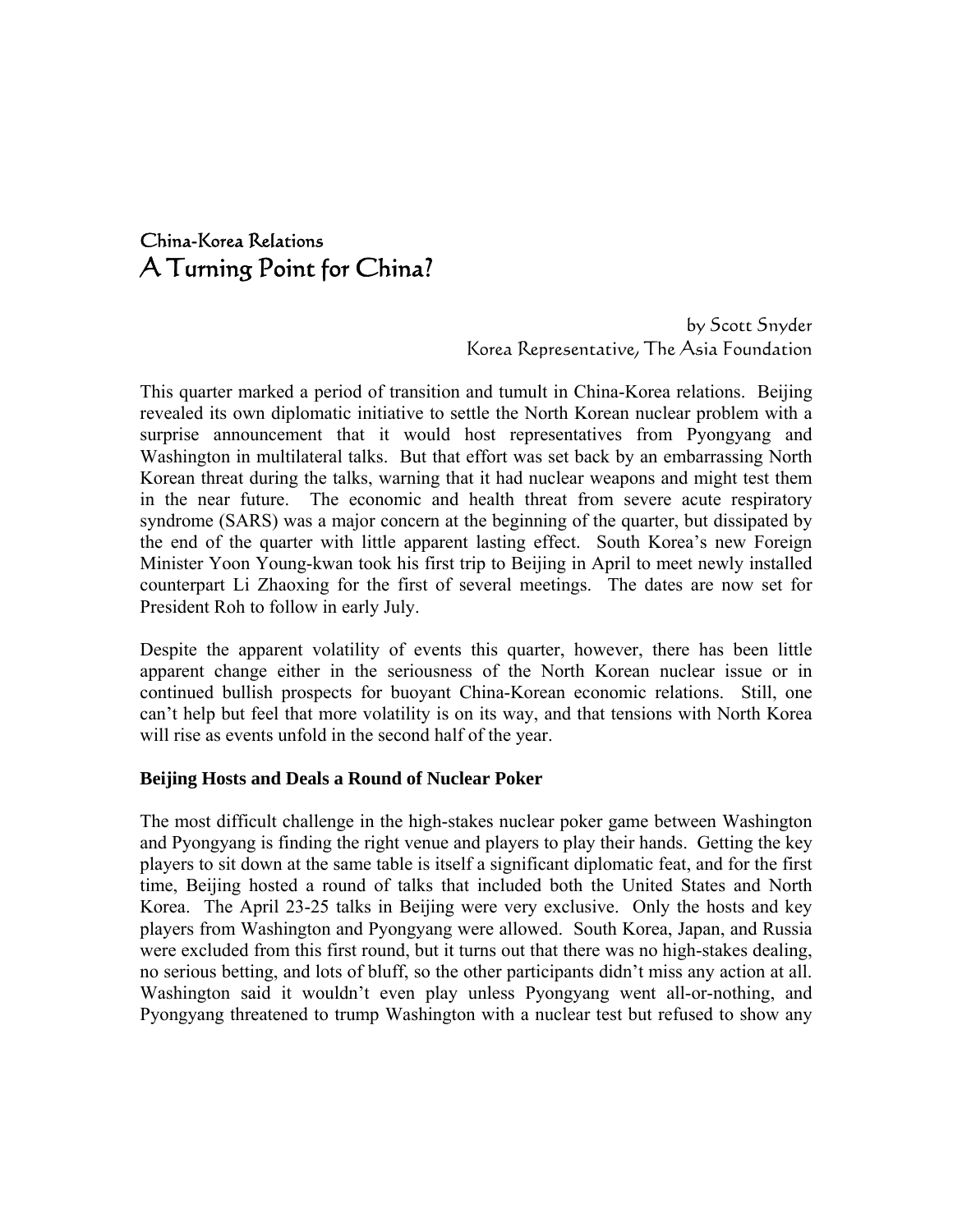## China-Korea Relations

# A Turning Point for China?

by Scott Snyder
Korea Representative, The Asia Foundation

This quarter marked a period of transition and tumult in China-Korea relations. Beijing revealed its own diplomatic initiative to settle the North Korean nuclear problem with a surprise announcement that it would host representatives from Pyongyang and Washington in multilateral talks. But that effort was set back by an embarrassing North Korean threat during the talks, warning that it had nuclear weapons and might test them in the near future. The economic and health threat from severe acute respiratory syndrome (SARS) was a major concern at the beginning of the quarter, but dissipated by the end of the quarter with little apparent lasting effect. South Korea's new Foreign Minister Yoon Young-kwan took his first trip to Beijing in April to meet newly installed counterpart Li Zhaoxing for the first of several meetings. The dates are now set for President Roh to follow in early July.

Despite the apparent volatility of events this quarter, however, there has been little apparent change either in the seriousness of the North Korean nuclear issue or in continued bullish prospects for buoyant China-Korean economic relations. Still, one can't help but feel that more volatility is on its way, and that tensions with North Korea will rise as events unfold in the second half of the year.

### Beijing Hosts and Deals a Round of Nuclear Poker

The most difficult challenge in the high-stakes nuclear poker game between Washington and Pyongyang is finding the right venue and players to play their hands. Getting the key players to sit down at the same table is itself a significant diplomatic feat, and for the first time, Beijing hosted a round of talks that included both the United States and North Korea. The April 23-25 talks in Beijing were very exclusive. Only the hosts and key players from Washington and Pyongyang were allowed. South Korea, Japan, and Russia were excluded from this first round, but it turns out that there was no high-stakes dealing, no serious betting, and lots of bluff, so the other participants didn't miss any action at all. Washington said it wouldn't even play unless Pyongyang went all-or-nothing, and Pyongyang threatened to trump Washington with a nuclear test but refused to show any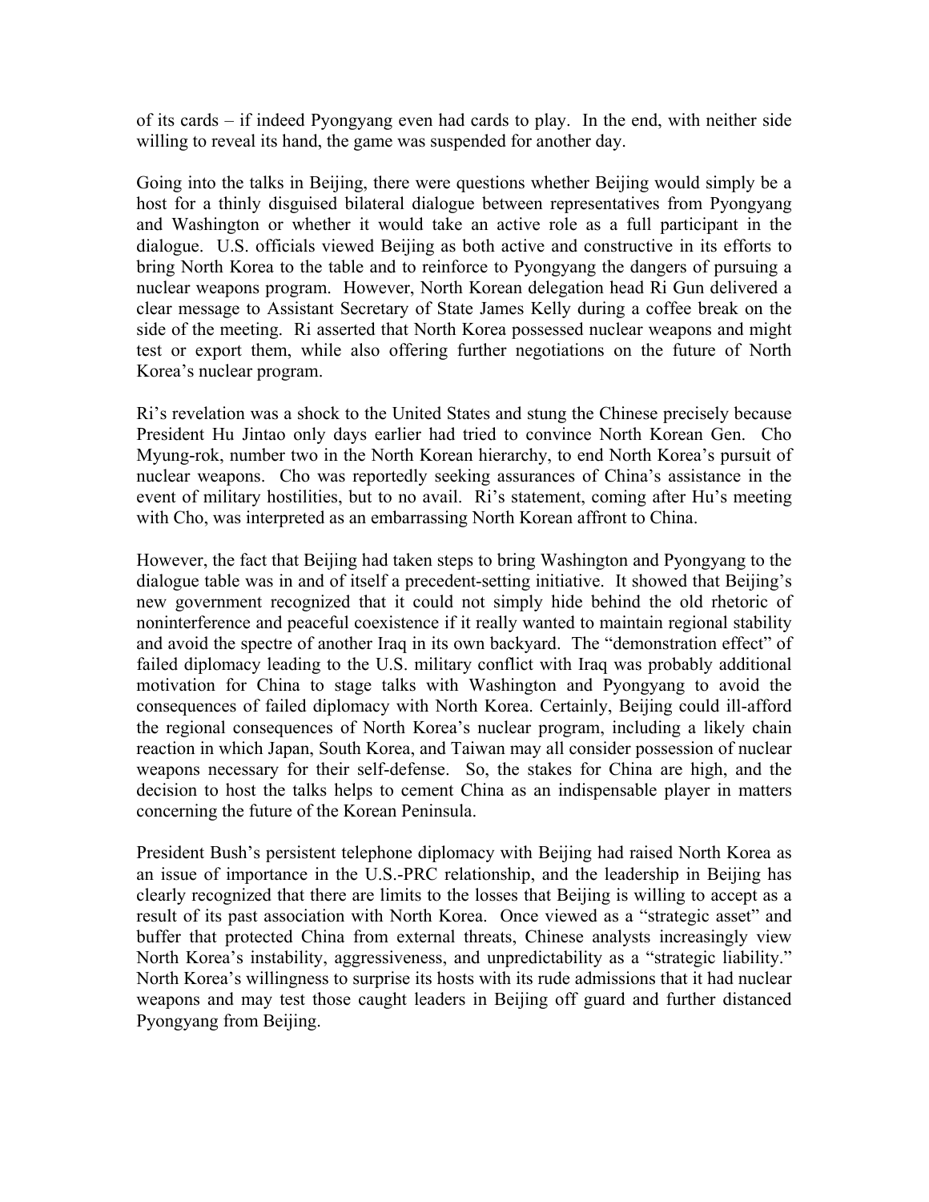of its cards – if indeed Pyongyang even had cards to play. In the end, with neither side willing to reveal its hand, the game was suspended for another day.

Going into the talks in Beijing, there were questions whether Beijing would simply be a host for a thinly disguised bilateral dialogue between representatives from Pyongyang and Washington or whether it would take an active role as a full participant in the dialogue. U.S. officials viewed Beijing as both active and constructive in its efforts to bring North Korea to the table and to reinforce to Pyongyang the dangers of pursuing a nuclear weapons program. However, North Korean delegation head Ri Gun delivered a clear message to Assistant Secretary of State James Kelly during a coffee break on the side of the meeting. Ri asserted that North Korea possessed nuclear weapons and might test or export them, while also offering further negotiations on the future of North Korea's nuclear program.

Ri's revelation was a shock to the United States and stung the Chinese precisely because President Hu Jintao only days earlier had tried to convince North Korean Gen. Cho Myung-rok, number two in the North Korean hierarchy, to end North Korea's pursuit of nuclear weapons. Cho was reportedly seeking assurances of China's assistance in the event of military hostilities, but to no avail. Ri's statement, coming after Hu's meeting with Cho, was interpreted as an embarrassing North Korean affront to China.

However, the fact that Beijing had taken steps to bring Washington and Pyongyang to the dialogue table was in and of itself a precedent-setting initiative. It showed that Beijing's new government recognized that it could not simply hide behind the old rhetoric of noninterference and peaceful coexistence if it really wanted to maintain regional stability and avoid the spectre of another Iraq in its own backyard. The "demonstration effect" of failed diplomacy leading to the U.S. military conflict with Iraq was probably additional motivation for China to stage talks with Washington and Pyongyang to avoid the consequences of failed diplomacy with North Korea. Certainly, Beijing could ill-afford the regional consequences of North Korea's nuclear program, including a likely chain reaction in which Japan, South Korea, and Taiwan may all consider possession of nuclear weapons necessary for their self-defense. So, the stakes for China are high, and the decision to host the talks helps to cement China as an indispensable player in matters concerning the future of the Korean Peninsula.

President Bush's persistent telephone diplomacy with Beijing had raised North Korea as an issue of importance in the U.S.-PRC relationship, and the leadership in Beijing has clearly recognized that there are limits to the losses that Beijing is willing to accept as a result of its past association with North Korea. Once viewed as a "strategic asset" and buffer that protected China from external threats, Chinese analysts increasingly view North Korea's instability, aggressiveness, and unpredictability as a "strategic liability." North Korea's willingness to surprise its hosts with its rude admissions that it had nuclear weapons and may test those caught leaders in Beijing off guard and further distanced Pyongyang from Beijing.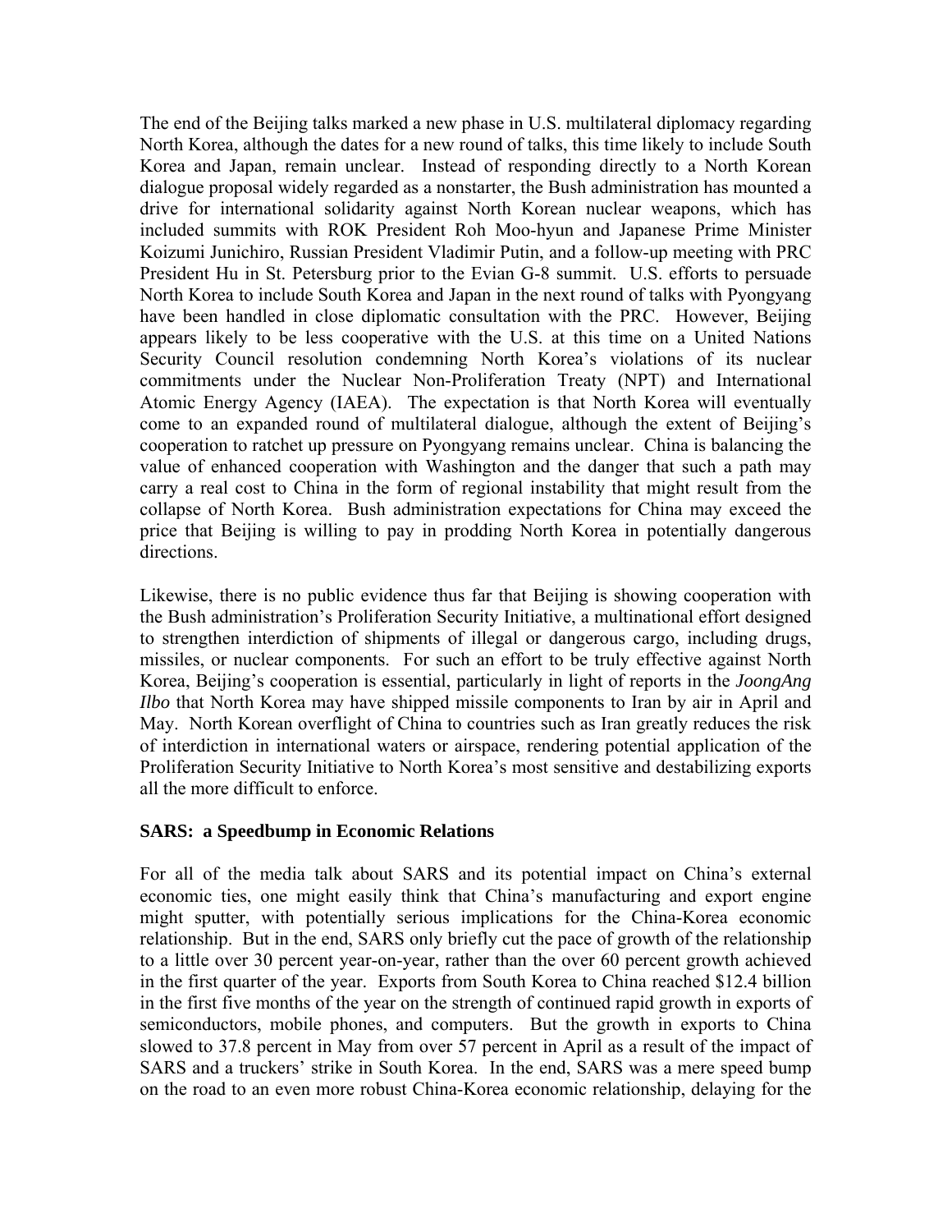The end of the Beijing talks marked a new phase in U.S. multilateral diplomacy regarding North Korea, although the dates for a new round of talks, this time likely to include South Korea and Japan, remain unclear. Instead of responding directly to a North Korean dialogue proposal widely regarded as a nonstarter, the Bush administration has mounted a drive for international solidarity against North Korean nuclear weapons, which has included summits with ROK President Roh Moo-hyun and Japanese Prime Minister Koizumi Junichiro, Russian President Vladimir Putin, and a follow-up meeting with PRC President Hu in St. Petersburg prior to the Evian G-8 summit. U.S. efforts to persuade North Korea to include South Korea and Japan in the next round of talks with Pyongyang have been handled in close diplomatic consultation with the PRC. However, Beijing appears likely to be less cooperative with the U.S. at this time on a United Nations Security Council resolution condemning North Korea's violations of its nuclear commitments under the Nuclear Non-Proliferation Treaty (NPT) and International Atomic Energy Agency (IAEA). The expectation is that North Korea will eventually come to an expanded round of multilateral dialogue, although the extent of Beijing's cooperation to ratchet up pressure on Pyongyang remains unclear. China is balancing the value of enhanced cooperation with Washington and the danger that such a path may carry a real cost to China in the form of regional instability that might result from the collapse of North Korea. Bush administration expectations for China may exceed the price that Beijing is willing to pay in prodding North Korea in potentially dangerous directions.

Likewise, there is no public evidence thus far that Beijing is showing cooperation with the Bush administration's Proliferation Security Initiative, a multinational effort designed to strengthen interdiction of shipments of illegal or dangerous cargo, including drugs, missiles, or nuclear components. For such an effort to be truly effective against North Korea, Beijing's cooperation is essential, particularly in light of reports in the *JoongAng Ilbo* that North Korea may have shipped missile components to Iran by air in April and May. North Korean overflight of China to countries such as Iran greatly reduces the risk of interdiction in international waters or airspace, rendering potential application of the Proliferation Security Initiative to North Korea's most sensitive and destabilizing exports all the more difficult to enforce.

**SARS: a Speedbump in Economic Relations**

For all of the media talk about SARS and its potential impact on China's external economic ties, one might easily think that China's manufacturing and export engine might sputter, with potentially serious implications for the China-Korea economic relationship. But in the end, SARS only briefly cut the pace of growth of the relationship to a little over 30 percent year-on-year, rather than the over 60 percent growth achieved in the first quarter of the year. Exports from South Korea to China reached $12.4 billion in the first five months of the year on the strength of continued rapid growth in exports of semiconductors, mobile phones, and computers. But the growth in exports to China slowed to 37.8 percent in May from over 57 percent in April as a result of the impact of SARS and a truckers' strike in South Korea. In the end, SARS was a mere speed bump on the road to an even more robust China-Korea economic relationship, delaying for the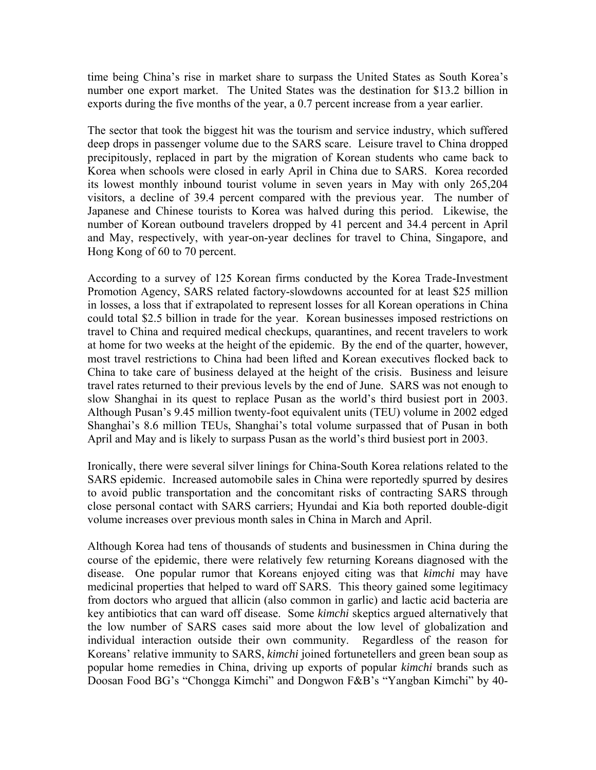time being China's rise in market share to surpass the United States as South Korea's number one export market. The United States was the destination for $13.2 billion in exports during the five months of the year, a 0.7 percent increase from a year earlier.

The sector that took the biggest hit was the tourism and service industry, which suffered deep drops in passenger volume due to the SARS scare. Leisure travel to China dropped precipitously, replaced in part by the migration of Korean students who came back to Korea when schools were closed in early April in China due to SARS. Korea recorded its lowest monthly inbound tourist volume in seven years in May with only 265,204 visitors, a decline of 39.4 percent compared with the previous year. The number of Japanese and Chinese tourists to Korea was halved during this period. Likewise, the number of Korean outbound travelers dropped by 41 percent and 34.4 percent in April and May, respectively, with year-on-year declines for travel to China, Singapore, and Hong Kong of 60 to 70 percent.

According to a survey of 125 Korean firms conducted by the Korea Trade-Investment Promotion Agency, SARS related factory-slowdowns accounted for at least $25 million in losses, a loss that if extrapolated to represent losses for all Korean operations in China could total $2.5 billion in trade for the year. Korean businesses imposed restrictions on travel to China and required medical checkups, quarantines, and recent travelers to work at home for two weeks at the height of the epidemic. By the end of the quarter, however, most travel restrictions to China had been lifted and Korean executives flocked back to China to take care of business delayed at the height of the crisis. Business and leisure travel rates returned to their previous levels by the end of June. SARS was not enough to slow Shanghai in its quest to replace Pusan as the world's third busiest port in 2003. Although Pusan's 9.45 million twenty-foot equivalent units (TEU) volume in 2002 edged Shanghai's 8.6 million TEUs, Shanghai's total volume surpassed that of Pusan in both April and May and is likely to surpass Pusan as the world's third busiest port in 2003.

Ironically, there were several silver linings for China-South Korea relations related to the SARS epidemic. Increased automobile sales in China were reportedly spurred by desires to avoid public transportation and the concomitant risks of contracting SARS through close personal contact with SARS carriers; Hyundai and Kia both reported double-digit volume increases over previous month sales in China in March and April.

Although Korea had tens of thousands of students and businessmen in China during the course of the epidemic, there were relatively few returning Koreans diagnosed with the disease. One popular rumor that Koreans enjoyed citing was that *kimchi* may have medicinal properties that helped to ward off SARS. This theory gained some legitimacy from doctors who argued that allicin (also common in garlic) and lactic acid bacteria are key antibiotics that can ward off disease. Some *kimchi* skeptics argued alternatively that the low number of SARS cases said more about the low level of globalization and individual interaction outside their own community. Regardless of the reason for Koreans' relative immunity to SARS, *kimchi* joined fortunetellers and green bean soup as popular home remedies in China, driving up exports of popular *kimchi* brands such as Doosan Food BG's "Chongga Kimchi" and Dongwon F&B's "Yangban Kimchi" by 40-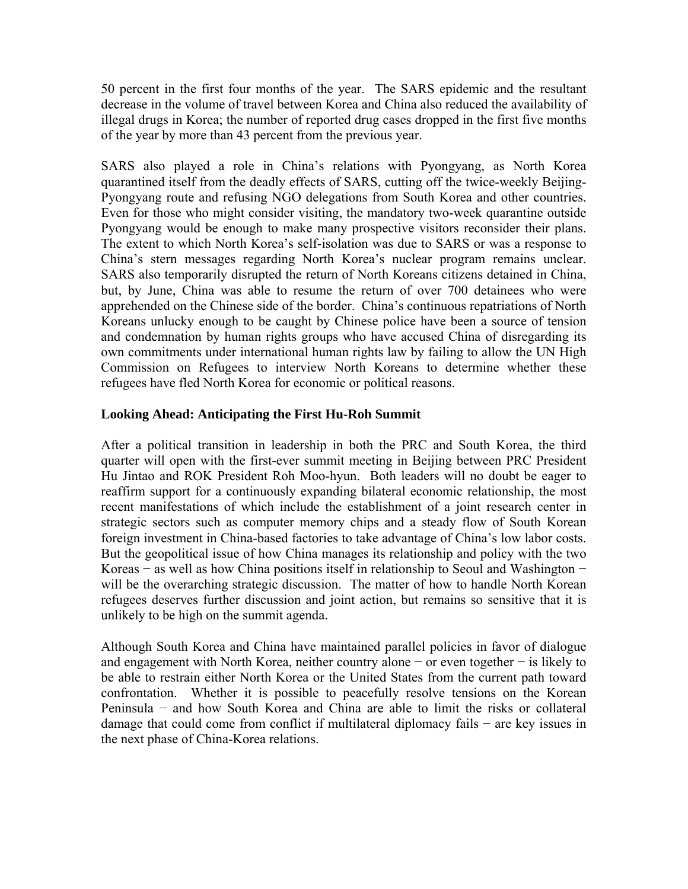50 percent in the first four months of the year. The SARS epidemic and the resultant decrease in the volume of travel between Korea and China also reduced the availability of illegal drugs in Korea; the number of reported drug cases dropped in the first five months of the year by more than 43 percent from the previous year.

SARS also played a role in China's relations with Pyongyang, as North Korea quarantined itself from the deadly effects of SARS, cutting off the twice-weekly Beijing-Pyongyang route and refusing NGO delegations from South Korea and other countries. Even for those who might consider visiting, the mandatory two-week quarantine outside Pyongyang would be enough to make many prospective visitors reconsider their plans. The extent to which North Korea's self-isolation was due to SARS or was a response to China's stern messages regarding North Korea's nuclear program remains unclear. SARS also temporarily disrupted the return of North Koreans citizens detained in China, but, by June, China was able to resume the return of over 700 detainees who were apprehended on the Chinese side of the border. China's continuous repatriations of North Koreans unlucky enough to be caught by Chinese police have been a source of tension and condemnation by human rights groups who have accused China of disregarding its own commitments under international human rights law by failing to allow the UN High Commission on Refugees to interview North Koreans to determine whether these refugees have fled North Korea for economic or political reasons.

### Looking Ahead: Anticipating the First Hu-Roh Summit

After a political transition in leadership in both the PRC and South Korea, the third quarter will open with the first-ever summit meeting in Beijing between PRC President Hu Jintao and ROK President Roh Moo-hyun. Both leaders will no doubt be eager to reaffirm support for a continuously expanding bilateral economic relationship, the most recent manifestations of which include the establishment of a joint research center in strategic sectors such as computer memory chips and a steady flow of South Korean foreign investment in China-based factories to take advantage of China's low labor costs. But the geopolitical issue of how China manages its relationship and policy with the two Koreas − as well as how China positions itself in relationship to Seoul and Washington − will be the overarching strategic discussion. The matter of how to handle North Korean refugees deserves further discussion and joint action, but remains so sensitive that it is unlikely to be high on the summit agenda.

Although South Korea and China have maintained parallel policies in favor of dialogue and engagement with North Korea, neither country alone − or even together − is likely to be able to restrain either North Korea or the United States from the current path toward confrontation. Whether it is possible to peacefully resolve tensions on the Korean Peninsula − and how South Korea and China are able to limit the risks or collateral damage that could come from conflict if multilateral diplomacy fails − are key issues in the next phase of China-Korea relations.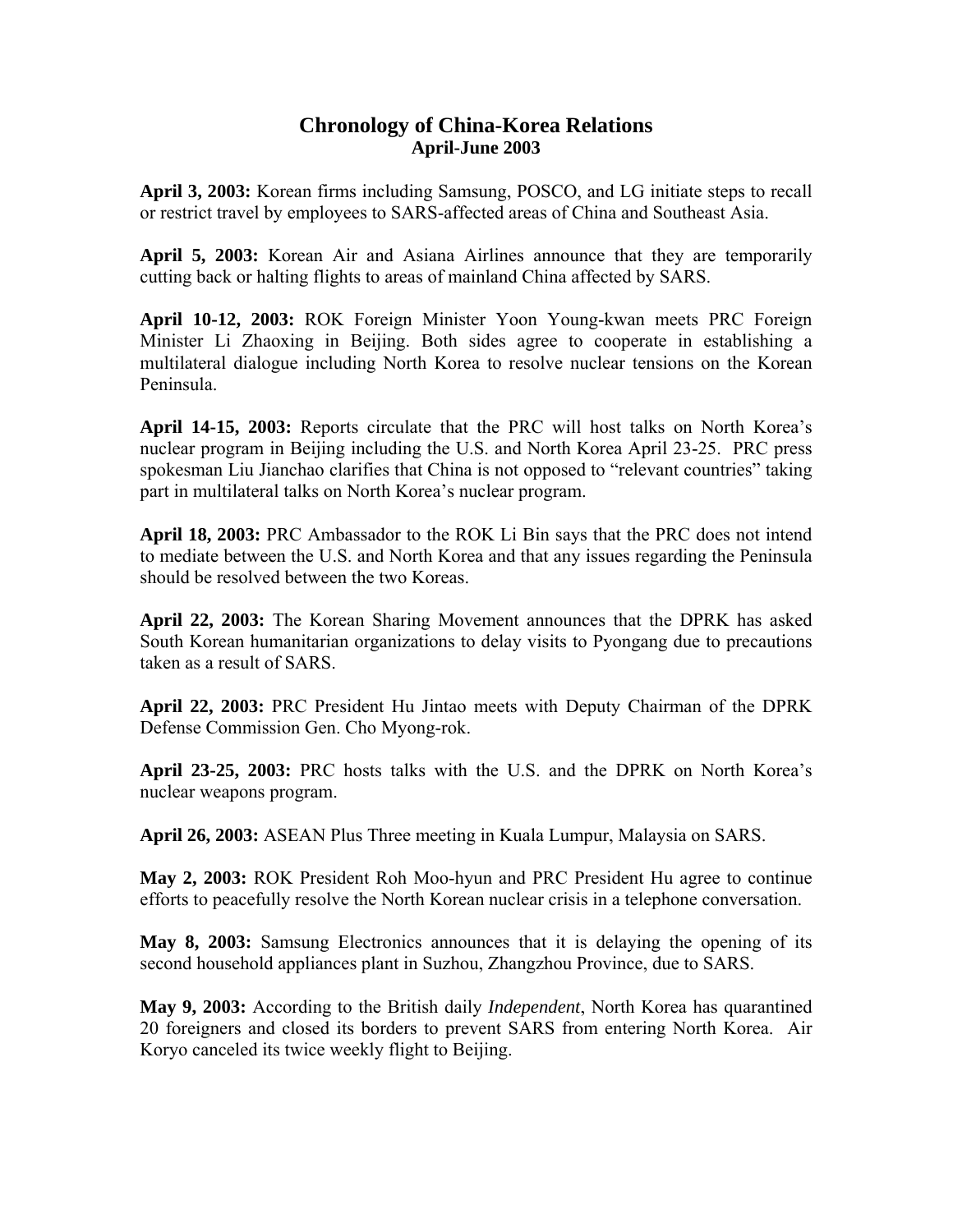# Chronology of China-Korea Relations
## April-June 2003

**April 3, 2003:** Korean firms including Samsung, POSCO, and LG initiate steps to recall or restrict travel by employees to SARS-affected areas of China and Southeast Asia.

**April 5, 2003:** Korean Air and Asiana Airlines announce that they are temporarily cutting back or halting flights to areas of mainland China affected by SARS.

**April 10-12, 2003:** ROK Foreign Minister Yoon Young-kwan meets PRC Foreign Minister Li Zhaoxing in Beijing. Both sides agree to cooperate in establishing a multilateral dialogue including North Korea to resolve nuclear tensions on the Korean Peninsula.

**April 14-15, 2003:** Reports circulate that the PRC will host talks on North Korea's nuclear program in Beijing including the U.S. and North Korea April 23-25. PRC press spokesman Liu Jianchao clarifies that China is not opposed to "relevant countries" taking part in multilateral talks on North Korea's nuclear program.

**April 18, 2003:** PRC Ambassador to the ROK Li Bin says that the PRC does not intend to mediate between the U.S. and North Korea and that any issues regarding the Peninsula should be resolved between the two Koreas.

**April 22, 2003:** The Korean Sharing Movement announces that the DPRK has asked South Korean humanitarian organizations to delay visits to Pyongang due to precautions taken as a result of SARS.

**April 22, 2003:** PRC President Hu Jintao meets with Deputy Chairman of the DPRK Defense Commission Gen. Cho Myong-rok.

**April 23-25, 2003:** PRC hosts talks with the U.S. and the DPRK on North Korea's nuclear weapons program.

**April 26, 2003:** ASEAN Plus Three meeting in Kuala Lumpur, Malaysia on SARS.

**May 2, 2003:** ROK President Roh Moo-hyun and PRC President Hu agree to continue efforts to peacefully resolve the North Korean nuclear crisis in a telephone conversation.

**May 8, 2003:** Samsung Electronics announces that it is delaying the opening of its second household appliances plant in Suzhou, Zhangzhou Province, due to SARS.

**May 9, 2003:** According to the British daily *Independent*, North Korea has quarantined 20 foreigners and closed its borders to prevent SARS from entering North Korea. Air Koryo canceled its twice weekly flight to Beijing.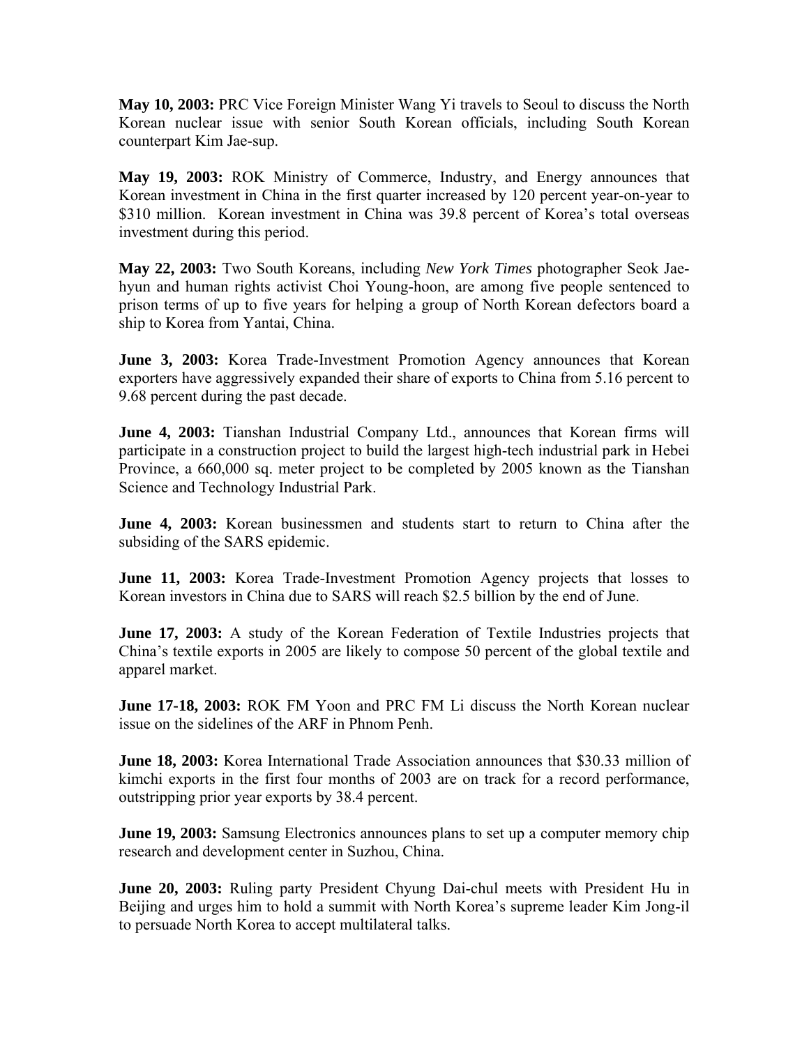**May 10, 2003:** PRC Vice Foreign Minister Wang Yi travels to Seoul to discuss the North Korean nuclear issue with senior South Korean officials, including South Korean counterpart Kim Jae-sup.

**May 19, 2003:** ROK Ministry of Commerce, Industry, and Energy announces that Korean investment in China in the first quarter increased by 120 percent year-on-year to $310 million. Korean investment in China was 39.8 percent of Korea's total overseas investment during this period.

**May 22, 2003:** Two South Koreans, including *New York Times* photographer Seok Jae-hyun and human rights activist Choi Young-hoon, are among five people sentenced to prison terms of up to five years for helping a group of North Korean defectors board a ship to Korea from Yantai, China.

**June 3, 2003:** Korea Trade-Investment Promotion Agency announces that Korean exporters have aggressively expanded their share of exports to China from 5.16 percent to 9.68 percent during the past decade.

**June 4, 2003:** Tianshan Industrial Company Ltd., announces that Korean firms will participate in a construction project to build the largest high-tech industrial park in Hebei Province, a 660,000 sq. meter project to be completed by 2005 known as the Tianshan Science and Technology Industrial Park.

**June 4, 2003:** Korean businessmen and students start to return to China after the subsiding of the SARS epidemic.

**June 11, 2003:** Korea Trade-Investment Promotion Agency projects that losses to Korean investors in China due to SARS will reach $2.5 billion by the end of June.

**June 17, 2003:** A study of the Korean Federation of Textile Industries projects that China's textile exports in 2005 are likely to compose 50 percent of the global textile and apparel market.

**June 17-18, 2003:** ROK FM Yoon and PRC FM Li discuss the North Korean nuclear issue on the sidelines of the ARF in Phnom Penh.

**June 18, 2003:** Korea International Trade Association announces that $30.33 million of kimchi exports in the first four months of 2003 are on track for a record performance, outstripping prior year exports by 38.4 percent.

**June 19, 2003:** Samsung Electronics announces plans to set up a computer memory chip research and development center in Suzhou, China.

**June 20, 2003:** Ruling party President Chyung Dai-chul meets with President Hu in Beijing and urges him to hold a summit with North Korea's supreme leader Kim Jong-il to persuade North Korea to accept multilateral talks.